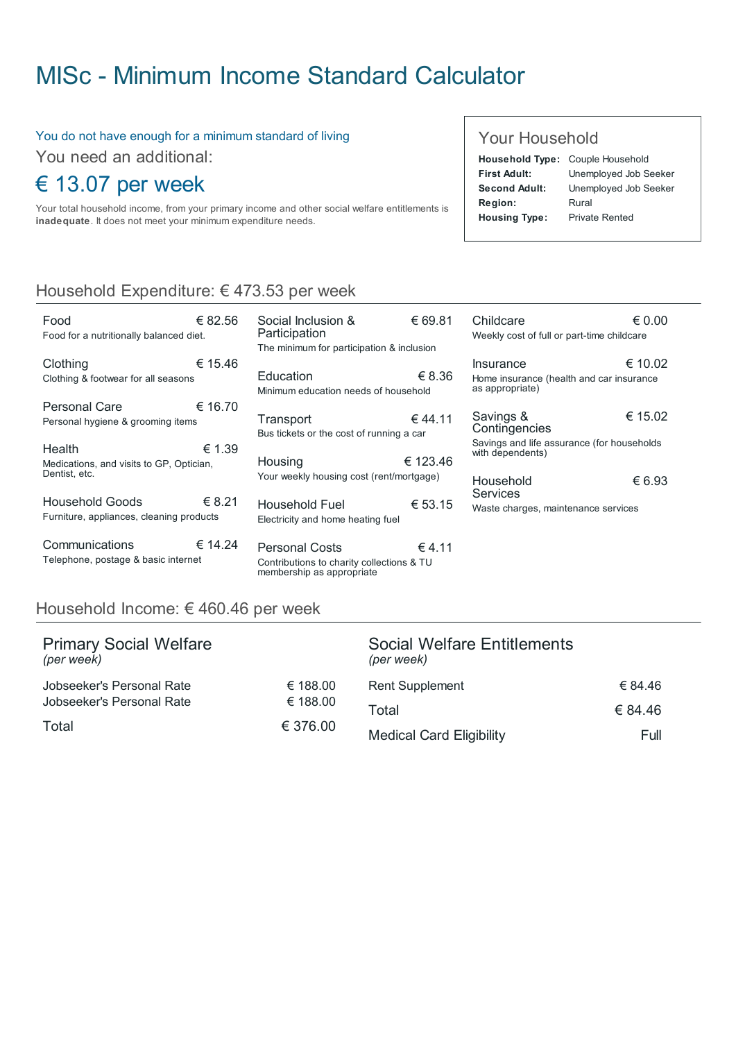# MISc - Minimum Income Standard Calculator

You do not have enough for a minimum standard of living

You need an additional:

## € 13.07 per week

Your total household income, from your primary income and other social welfare entitlements is **inadequate**. It does not meet your minimum expenditure needs.

### Your Household

| | |
|---|---|
| **Household Type:** | Couple Household |
| **First Adult:** | Unemployed Job Seeker |
| **Second Adult:** | Unemployed Job Seeker |
| **Region:** | Rural |
| **Housing Type:** | Private Rented |

## Household Expenditure: € 473.53 per week

| Category | Description | Amount |
|---|---|---|
| Food | Food for a nutritionally balanced diet. | € 82.56 |
| Clothing | Clothing & footwear for all seasons | € 15.46 |
| Personal Care | Personal hygiene & grooming items | € 16.70 |
| Health | Medications, and visits to GP, Optician, Dentist, etc. | € 1.39 |
| Household Goods | Furniture, appliances, cleaning products | € 8.21 |
| Communications | Telephone, postage & basic internet | € 14.24 |
| Social Inclusion & Participation | The minimum for participation & inclusion | € 69.81 |
| Education | Minimum education needs of household | € 8.36 |
| Transport | Bus tickets or the cost of running a car | € 44.11 |
| Housing | Your weekly housing cost (rent/mortgage) | € 123.46 |
| Household Fuel | Electricity and home heating fuel | € 53.15 |
| Personal Costs | Contributions to charity collections & TU membership as appropriate | € 4.11 |
| Childcare | Weekly cost of full or part-time childcare | € 0.00 |
| Insurance | Home insurance (health and car insurance as appropriate) | € 10.02 |
| Savings & Contingencies | Savings and life assurance (for households with dependents) | € 15.02 |
| Household Services | Waste charges, maintenance services | € 6.93 |

## Household Income: € 460.46 per week

### Primary Social Welfare
*(per week)*

| | |
|---|---|
| Jobseeker's Personal Rate | € 188.00 |
| Jobseeker's Personal Rate | € 188.00 |
| Total | € 376.00 |

### Social Welfare Entitlements
*(per week)*

| | |
|---|---|
| Rent Supplement | € 84.46 |
| Total | € 84.46 |
| Medical Card Eligibility | Full |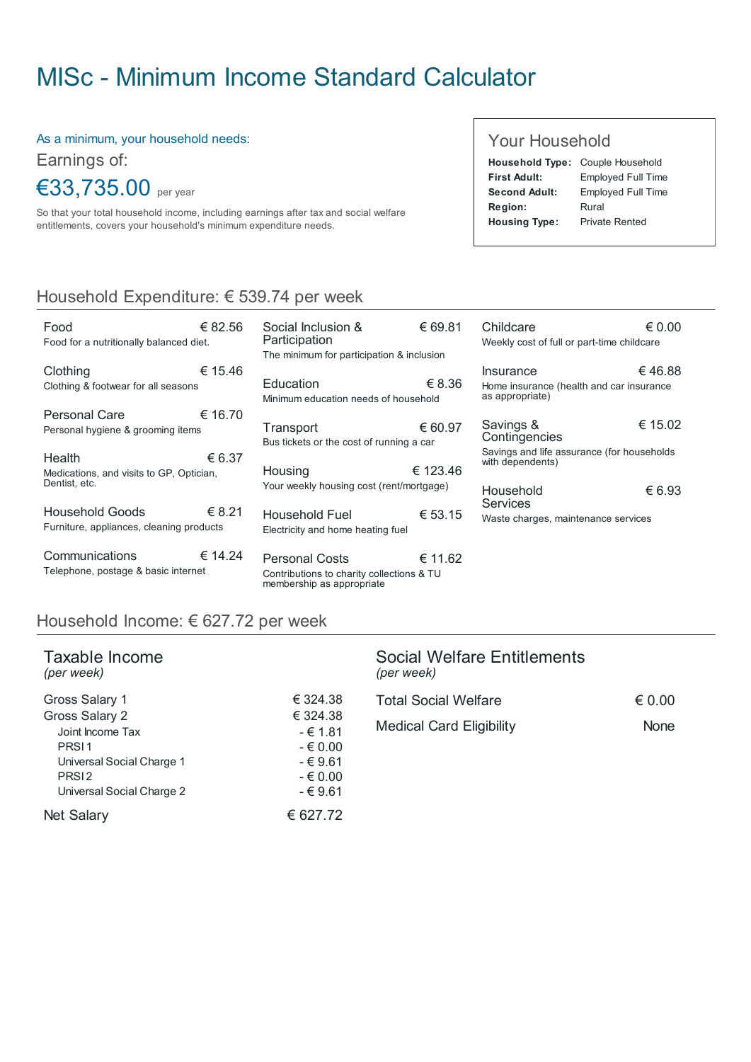# MISc - Minimum Income Standard Calculator

As a minimum, your household needs:

Earnings of:

**€33,735.00** per year

So that your total household income, including earnings after tax and social welfare entitlements, covers your household's minimum expenditure needs.

## Your Household

| | |
|---|---|
| **Household Type:** | Couple Household |
| **First Adult:** | Employed Full Time |
| **Second Adult:** | Employed Full Time |
| **Region:** | Rural |
| **Housing Type:** | Private Rented |

## Household Expenditure: € 539.74 per week

| Item | Description | Amount |
|---|---|---|
| Food | Food for a nutritionally balanced diet. | € 82.56 |
| Clothing | Clothing & footwear for all seasons | € 15.46 |
| Personal Care | Personal hygiene & grooming items | € 16.70 |
| Health | Medications, and visits to GP, Optician, Dentist, etc. | € 6.37 |
| Household Goods | Furniture, appliances, cleaning products | € 8.21 |
| Communications | Telephone, postage & basic internet | € 14.24 |
| Social Inclusion & Participation | The minimum for participation & inclusion | € 69.81 |
| Education | Minimum education needs of household | € 8.36 |
| Transport | Bus tickets or the cost of running a car | € 60.97 |
| Housing | Your weekly housing cost (rent/mortgage) | € 123.46 |
| Household Fuel | Electricity and home heating fuel | € 53.15 |
| Personal Costs | Contributions to charity collections & TU membership as appropriate | € 11.62 |
| Childcare | Weekly cost of full or part-time childcare | € 0.00 |
| Insurance | Home insurance (health and car insurance as appropriate) | € 46.88 |
| Savings & Contingencies | Savings and life assurance (for households with dependents) | € 15.02 |
| Household Services | Waste charges, maintenance services | € 6.93 |

## Household Income: € 627.72 per week

### Taxable Income
*(per week)*

| | |
|---|---|
| Gross Salary 1 | € 324.38 |
| Gross Salary 2 | € 324.38 |
| Joint Income Tax | - € 1.81 |
| PRSI 1 | - € 0.00 |
| Universal Social Charge 1 | - € 9.61 |
| PRSI 2 | - € 0.00 |
| Universal Social Charge 2 | - € 9.61 |
| Net Salary | € 627.72 |

### Social Welfare Entitlements
*(per week)*

| | |
|---|---|
| Total Social Welfare | € 0.00 |
| Medical Card Eligibility | None |